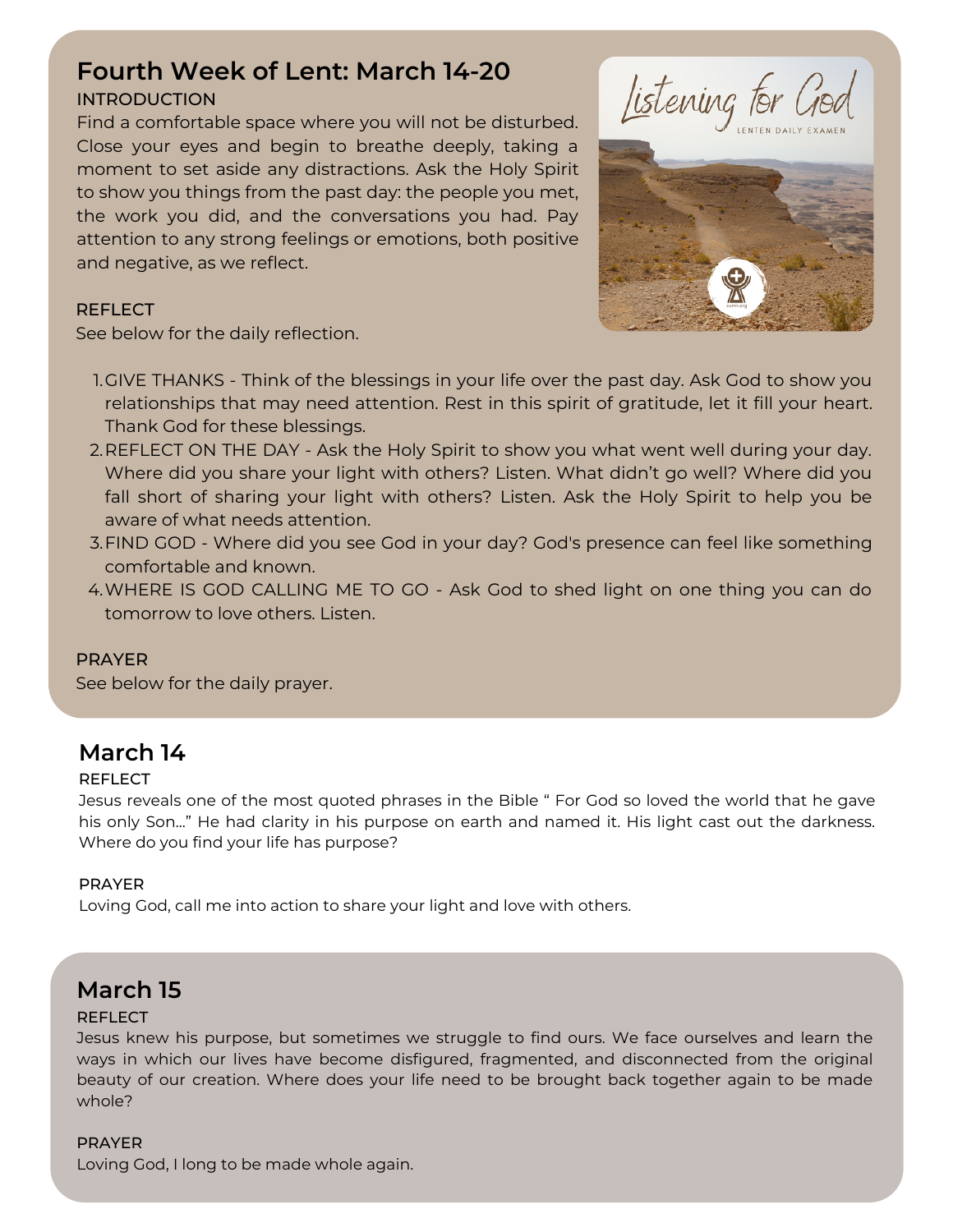## Fourth Week of Lent: March 14-20

INTRODUCTION

Find a comfortable space where you will not be disturbed. Close your eyes and begin to breathe deeply, taking a moment to set aside any distractions. Ask the Holy Spirit to show you things from the past day: the people you met, the work you did, and the conversations you had. Pay attention to any strong feelings or emotions, both positive and negative, as we reflect.

REFLECT

See below for the daily reflection.

1. GIVE THANKS - Think of the blessings in your life over the past day. Ask God to show you relationships that may need attention. Rest in this spirit of gratitude, let it fill your heart. Thank God for these blessings.
2. REFLECT ON THE DAY - Ask the Holy Spirit to show you what went well during your day. Where did you share your light with others? Listen. What didn't go well? Where did you fall short of sharing your light with others? Listen. Ask the Holy Spirit to help you be aware of what needs attention.
3. FIND GOD - Where did you see God in your day? God's presence can feel like something comfortable and known.
4. WHERE IS GOD CALLING ME TO GO - Ask God to shed light on one thing you can do tomorrow to love others. Listen.

PRAYER

See below for the daily prayer.

## March 14

REFLECT

Jesus reveals one of the most quoted phrases in the Bible " For God so loved the world that he gave his only Son..." He had clarity in his purpose on earth and named it. His light cast out the darkness. Where do you find your life has purpose?

PRAYER

Loving God, call me into action to share your light and love with others.

## March 15

REFLECT

Jesus knew his purpose, but sometimes we struggle to find ours. We face ourselves and learn the ways in which our lives have become disfigured, fragmented, and disconnected from the original beauty of our creation. Where does your life need to be brought back together again to be made whole?

PRAYER

Loving God, I long to be made whole again.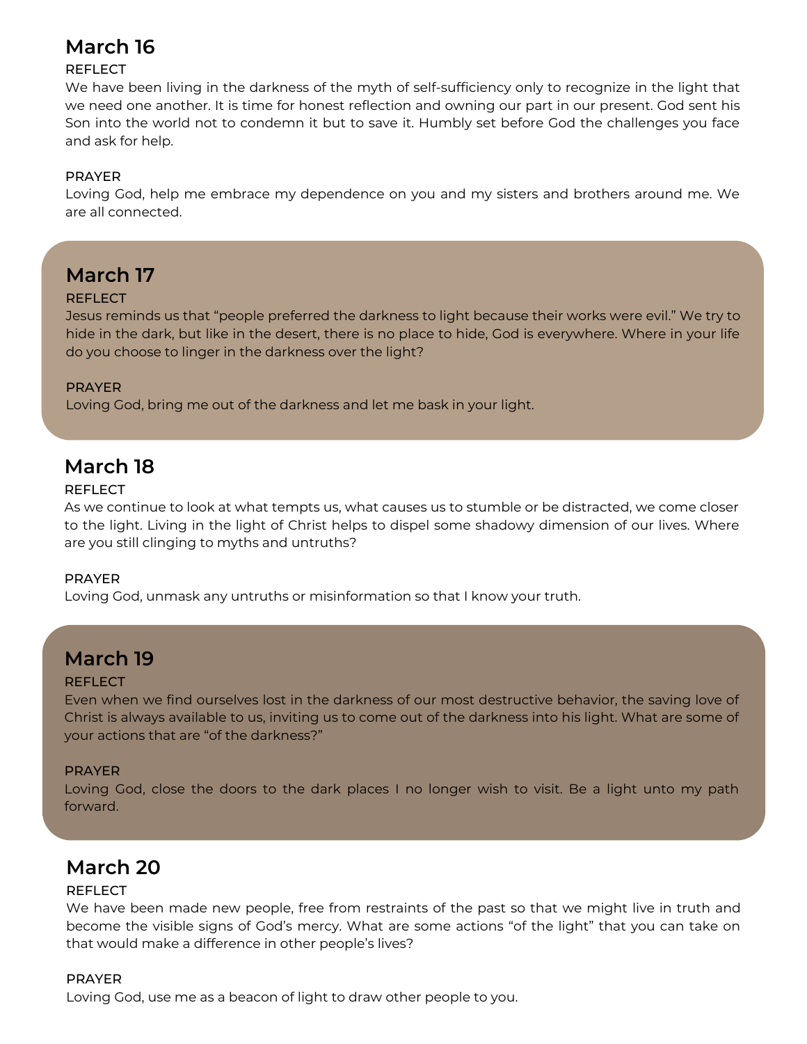## March 16

REFLECT

We have been living in the darkness of the myth of self-sufficiency only to recognize in the light that we need one another. It is time for honest reflection and owning our part in our present. God sent his Son into the world not to condemn it but to save it. Humbly set before God the challenges you face and ask for help.

PRAYER

Loving God, help me embrace my dependence on you and my sisters and brothers around me. We are all connected.

## March 17

REFLECT

Jesus reminds us that "people preferred the darkness to light because their works were evil." We try to hide in the dark, but like in the desert, there is no place to hide, God is everywhere. Where in your life do you choose to linger in the darkness over the light?

PRAYER

Loving God, bring me out of the darkness and let me bask in your light.

## March 18

REFLECT

As we continue to look at what tempts us, what causes us to stumble or be distracted, we come closer to the light. Living in the light of Christ helps to dispel some shadowy dimension of our lives. Where are you still clinging to myths and untruths?

PRAYER

Loving God, unmask any untruths or misinformation so that I know your truth.

## March 19

REFLECT

Even when we find ourselves lost in the darkness of our most destructive behavior, the saving love of Christ is always available to us, inviting us to come out of the darkness into his light. What are some of your actions that are "of the darkness?"

PRAYER

Loving God, close the doors to the dark places I no longer wish to visit. Be a light unto my path forward.

## March 20

REFLECT

We have been made new people, free from restraints of the past so that we might live in truth and become the visible signs of God's mercy. What are some actions "of the light" that you can take on that would make a difference in other people's lives?

PRAYER

Loving God, use me as a beacon of light to draw other people to you.